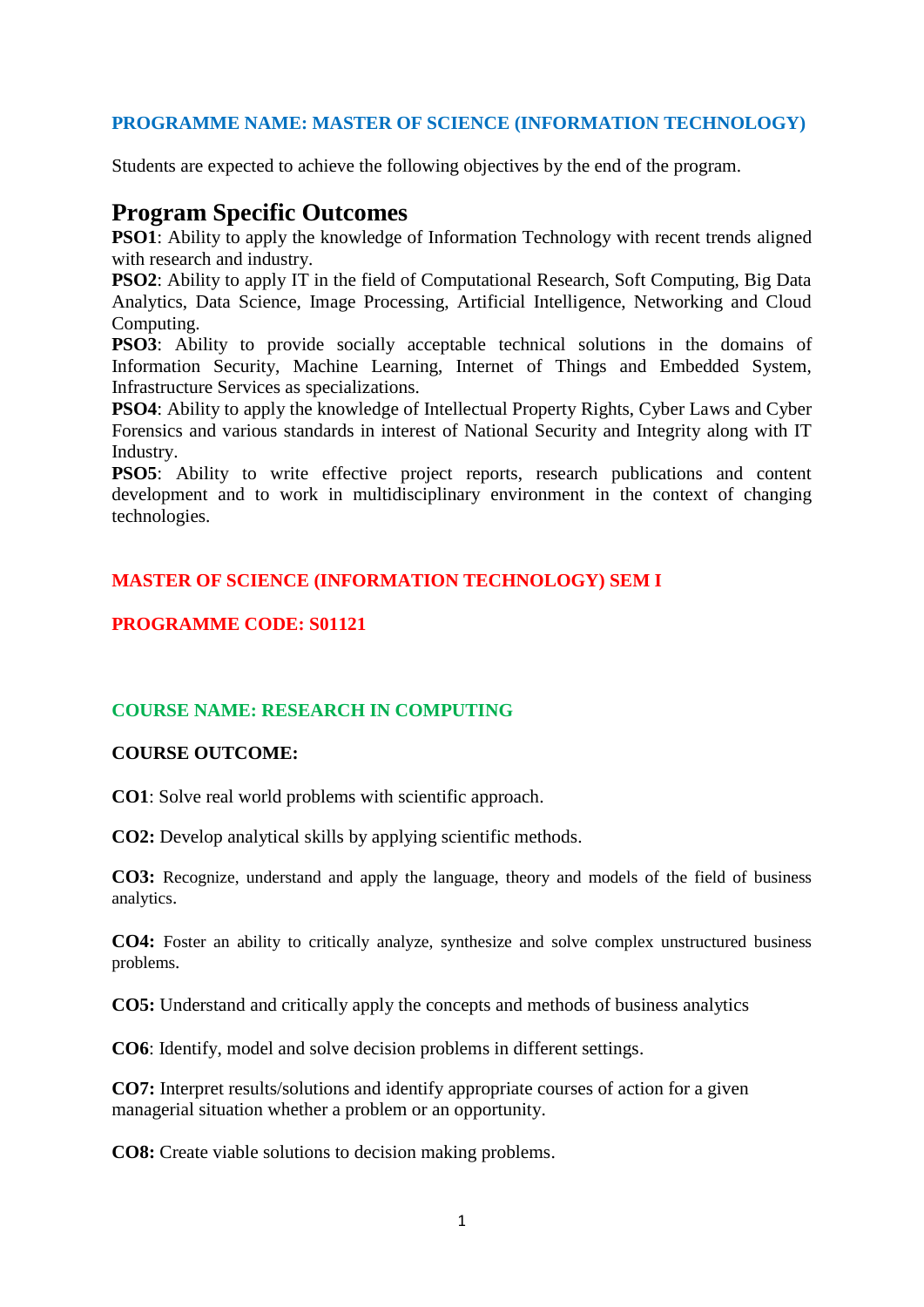**PROGRAMME NAME: MASTER OF SCIENCE (INFORMATION TECHNOLOGY)**

Students are expected to achieve the following objectives by the end of the program.

# Program Specific Outcomes

**PSO1**: Ability to apply the knowledge of Information Technology with recent trends aligned with research and industry.

**PSO2**: Ability to apply IT in the field of Computational Research, Soft Computing, Big Data Analytics, Data Science, Image Processing, Artificial Intelligence, Networking and Cloud Computing.

**PSO3**: Ability to provide socially acceptable technical solutions in the domains of Information Security, Machine Learning, Internet of Things and Embedded System, Infrastructure Services as specializations.

**PSO4**: Ability to apply the knowledge of Intellectual Property Rights, Cyber Laws and Cyber Forensics and various standards in interest of National Security and Integrity along with IT Industry.

**PSO5**: Ability to write effective project reports, research publications and content development and to work in multidisciplinary environment in the context of changing technologies.

**MASTER OF SCIENCE (INFORMATION TECHNOLOGY) SEM I**

**PROGRAMME CODE: S01121**

**COURSE NAME: RESEARCH IN COMPUTING**

**COURSE OUTCOME:**

**CO1**: Solve real world problems with scientific approach.

**CO2:** Develop analytical skills by applying scientific methods.

**CO3:** Recognize, understand and apply the language, theory and models of the field of business analytics.

**CO4:** Foster an ability to critically analyze, synthesize and solve complex unstructured business problems.

**CO5:** Understand and critically apply the concepts and methods of business analytics

**CO6**: Identify, model and solve decision problems in different settings.

**CO7:** Interpret results/solutions and identify appropriate courses of action for a given managerial situation whether a problem or an opportunity.

**CO8:** Create viable solutions to decision making problems.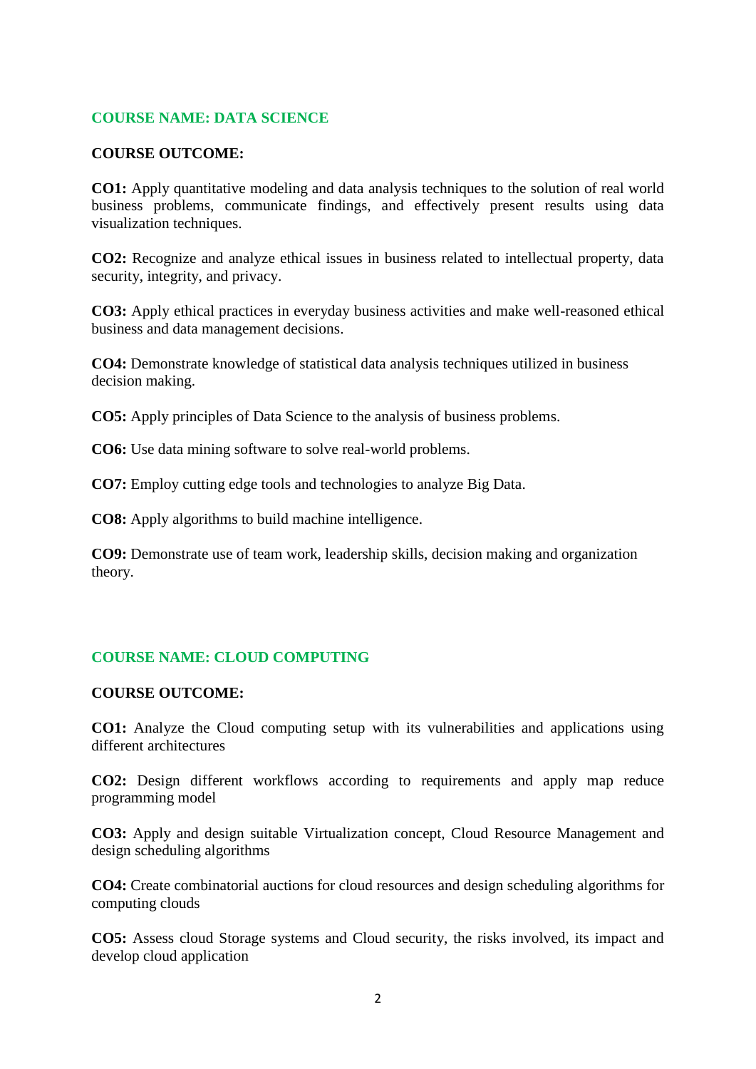## COURSE NAME: DATA SCIENCE

**COURSE OUTCOME:**

**CO1:** Apply quantitative modeling and data analysis techniques to the solution of real world business problems, communicate findings, and effectively present results using data visualization techniques.

**CO2:** Recognize and analyze ethical issues in business related to intellectual property, data security, integrity, and privacy.

**CO3:** Apply ethical practices in everyday business activities and make well-reasoned ethical business and data management decisions.

**CO4:** Demonstrate knowledge of statistical data analysis techniques utilized in business decision making.

**CO5:** Apply principles of Data Science to the analysis of business problems.

**CO6:** Use data mining software to solve real-world problems.

**CO7:** Employ cutting edge tools and technologies to analyze Big Data.

**CO8:** Apply algorithms to build machine intelligence.

**CO9:** Demonstrate use of team work, leadership skills, decision making and organization theory.

## COURSE NAME: CLOUD COMPUTING

**COURSE OUTCOME:**

**CO1:** Analyze the Cloud computing setup with its vulnerabilities and applications using different architectures

**CO2:** Design different workflows according to requirements and apply map reduce programming model

**CO3:** Apply and design suitable Virtualization concept, Cloud Resource Management and design scheduling algorithms

**CO4:** Create combinatorial auctions for cloud resources and design scheduling algorithms for computing clouds

**CO5:** Assess cloud Storage systems and Cloud security, the risks involved, its impact and develop cloud application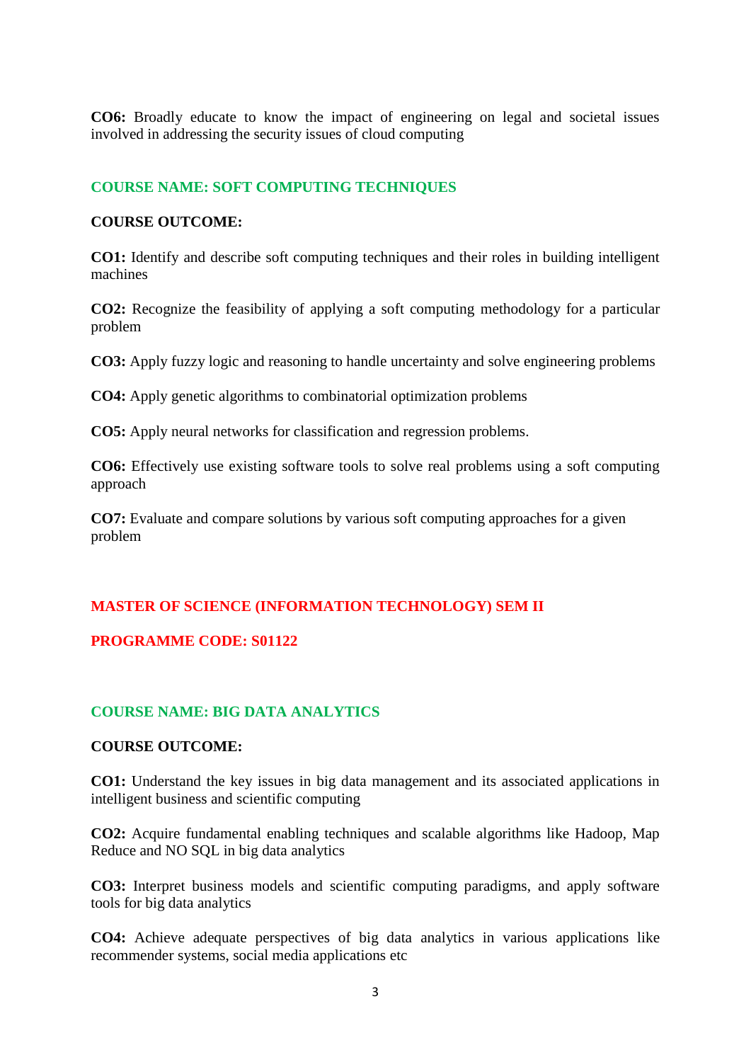**CO6:** Broadly educate to know the impact of engineering on legal and societal issues involved in addressing the security issues of cloud computing

### COURSE NAME: SOFT COMPUTING TECHNIQUES

**COURSE OUTCOME:**

**CO1:** Identify and describe soft computing techniques and their roles in building intelligent machines

**CO2:** Recognize the feasibility of applying a soft computing methodology for a particular problem

**CO3:** Apply fuzzy logic and reasoning to handle uncertainty and solve engineering problems

**CO4:** Apply genetic algorithms to combinatorial optimization problems

**CO5:** Apply neural networks for classification and regression problems.

**CO6:** Effectively use existing software tools to solve real problems using a soft computing approach

**CO7:** Evaluate and compare solutions by various soft computing approaches for a given problem

## MASTER OF SCIENCE (INFORMATION TECHNOLOGY) SEM II

## PROGRAMME CODE: S01122

### COURSE NAME: BIG DATA ANALYTICS

**COURSE OUTCOME:**

**CO1:** Understand the key issues in big data management and its associated applications in intelligent business and scientific computing

**CO2:** Acquire fundamental enabling techniques and scalable algorithms like Hadoop, Map Reduce and NO SQL in big data analytics

**CO3:** Interpret business models and scientific computing paradigms, and apply software tools for big data analytics

**CO4:** Achieve adequate perspectives of big data analytics in various applications like recommender systems, social media applications etc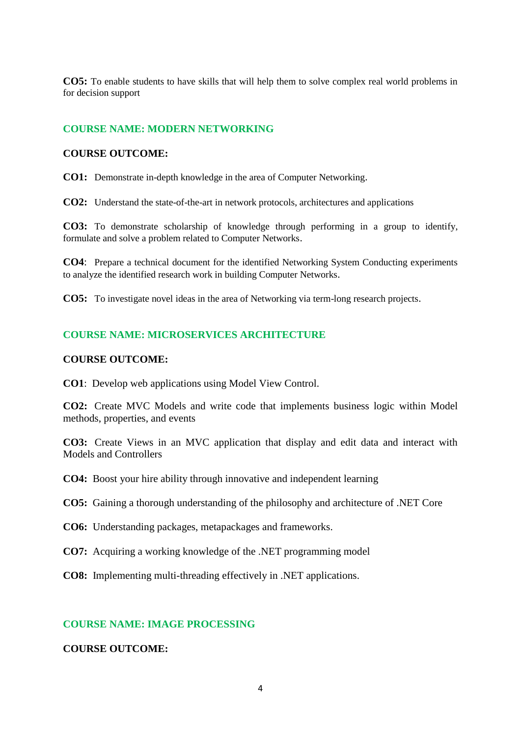**CO5:** To enable students to have skills that will help them to solve complex real world problems in for decision support

### COURSE NAME: MODERN NETWORKING

**COURSE OUTCOME:**

**CO1:** Demonstrate in-depth knowledge in the area of Computer Networking.

**CO2:** Understand the state-of-the-art in network protocols, architectures and applications

**CO3:** To demonstrate scholarship of knowledge through performing in a group to identify, formulate and solve a problem related to Computer Networks.

**CO4**: Prepare a technical document for the identified Networking System Conducting experiments to analyze the identified research work in building Computer Networks.

**CO5:** To investigate novel ideas in the area of Networking via term-long research projects.

### COURSE NAME: MICROSERVICES ARCHITECTURE

**COURSE OUTCOME:**

**CO1**: Develop web applications using Model View Control.

**CO2:** Create MVC Models and write code that implements business logic within Model methods, properties, and events

**CO3:** Create Views in an MVC application that display and edit data and interact with Models and Controllers

**CO4:** Boost your hire ability through innovative and independent learning

**CO5:** Gaining a thorough understanding of the philosophy and architecture of .NET Core

**CO6:** Understanding packages, metapackages and frameworks.

**CO7:** Acquiring a working knowledge of the .NET programming model

**CO8:** Implementing multi-threading effectively in .NET applications.

### COURSE NAME: IMAGE PROCESSING

**COURSE OUTCOME:**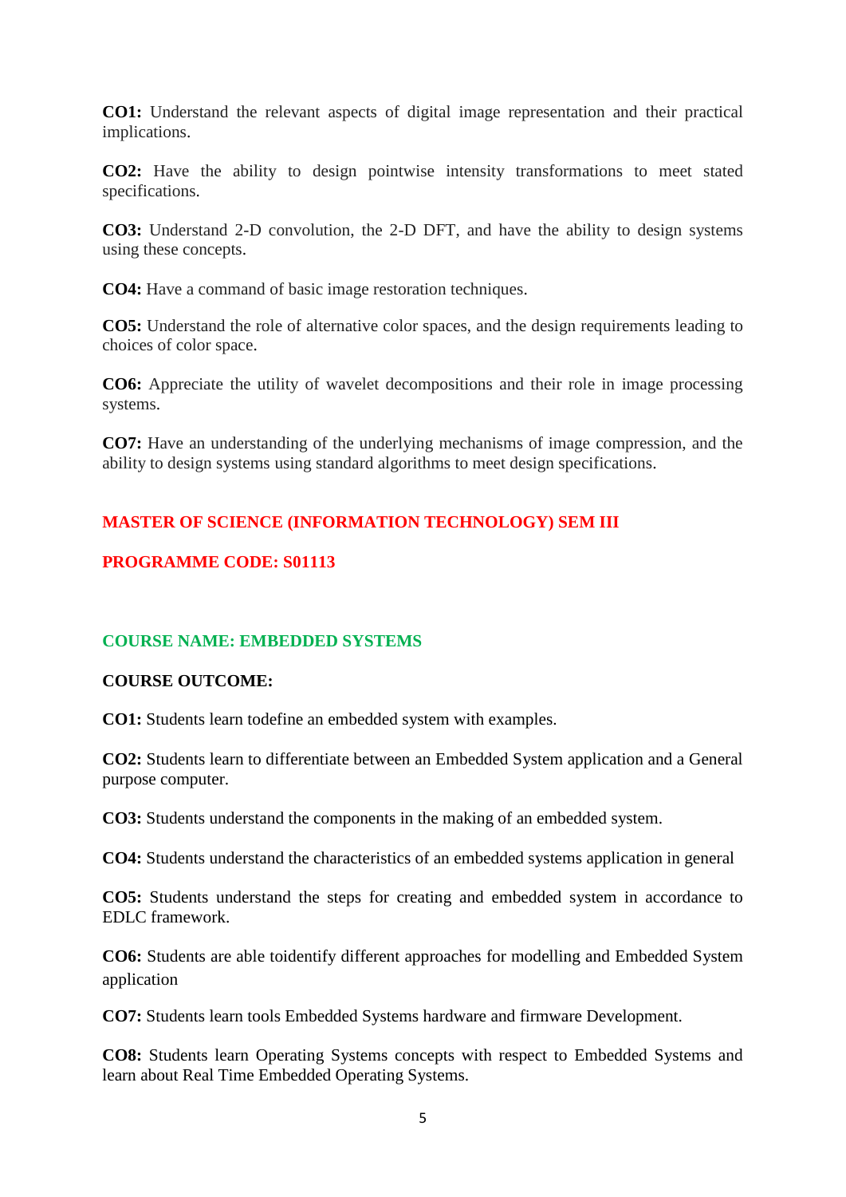**CO1:** Understand the relevant aspects of digital image representation and their practical implications.

**CO2:** Have the ability to design pointwise intensity transformations to meet stated specifications.

**CO3:** Understand 2-D convolution, the 2-D DFT, and have the ability to design systems using these concepts.

**CO4:** Have a command of basic image restoration techniques.

**CO5:** Understand the role of alternative color spaces, and the design requirements leading to choices of color space.

**CO6:** Appreciate the utility of wavelet decompositions and their role in image processing systems.

**CO7:** Have an understanding of the underlying mechanisms of image compression, and the ability to design systems using standard algorithms to meet design specifications.

## MASTER OF SCIENCE (INFORMATION TECHNOLOGY) SEM III

## PROGRAMME CODE: S01113

### COURSE NAME: EMBEDDED SYSTEMS

**COURSE OUTCOME:**

**CO1:** Students learn todefine an embedded system with examples.

**CO2:** Students learn to differentiate between an Embedded System application and a General purpose computer.

**CO3:** Students understand the components in the making of an embedded system.

**CO4:** Students understand the characteristics of an embedded systems application in general

**CO5:** Students understand the steps for creating and embedded system in accordance to EDLC framework.

**CO6:** Students are able toidentify different approaches for modelling and Embedded System application

**CO7:** Students learn tools Embedded Systems hardware and firmware Development.

**CO8:** Students learn Operating Systems concepts with respect to Embedded Systems and learn about Real Time Embedded Operating Systems.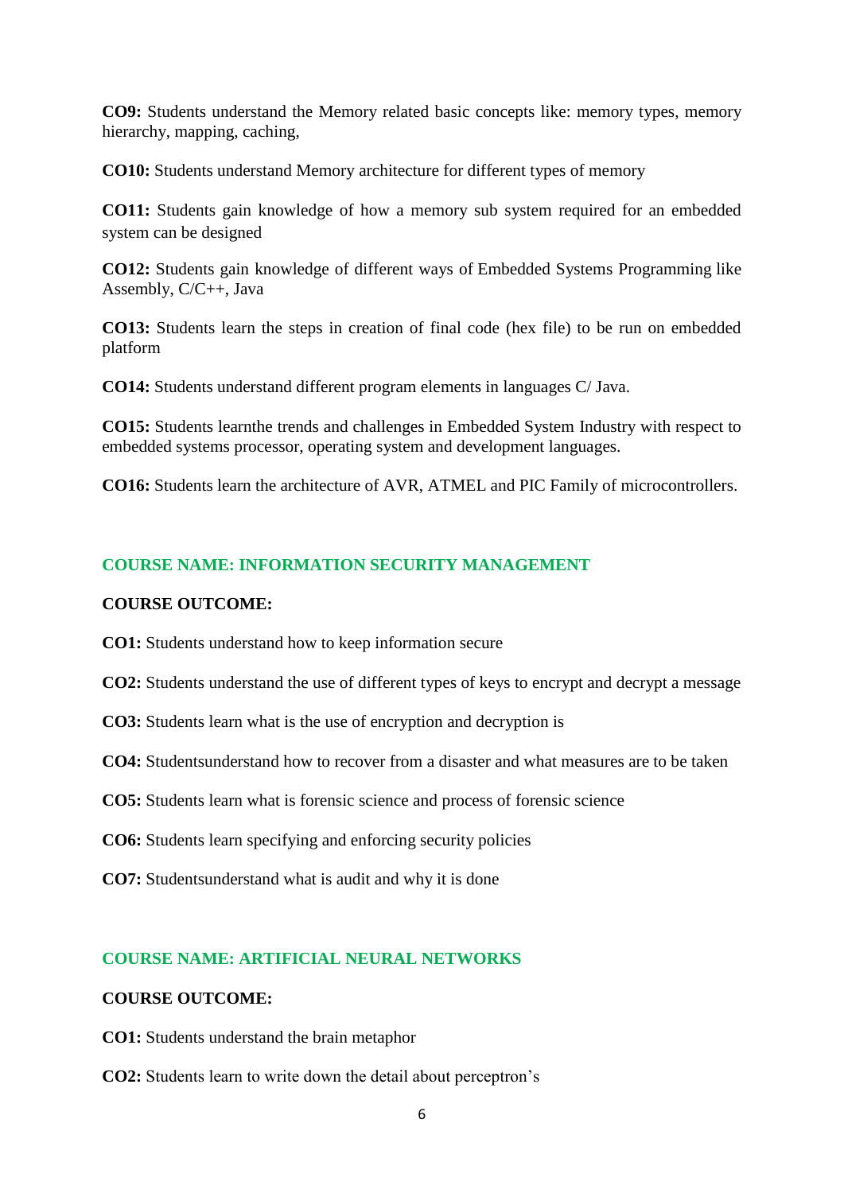**CO9:** Students understand the Memory related basic concepts like: memory types, memory hierarchy, mapping, caching,

**CO10:** Students understand Memory architecture for different types of memory

**CO11:** Students gain knowledge of how a memory sub system required for an embedded system can be designed

**CO12:** Students gain knowledge of different ways of Embedded Systems Programming like Assembly, C/C++, Java

**CO13:** Students learn the steps in creation of final code (hex file) to be run on embedded platform

**CO14:** Students understand different program elements in languages C/ Java.

**CO15:** Students learnthe trends and challenges in Embedded System Industry with respect to embedded systems processor, operating system and development languages.

**CO16:** Students learn the architecture of AVR, ATMEL and PIC Family of microcontrollers.

## COURSE NAME: INFORMATION SECURITY MANAGEMENT

**COURSE OUTCOME:**

**CO1:** Students understand how to keep information secure

**CO2:** Students understand the use of different types of keys to encrypt and decrypt a message

**CO3:** Students learn what is the use of encryption and decryption is

**CO4:** Studentsunderstand how to recover from a disaster and what measures are to be taken

**CO5:** Students learn what is forensic science and process of forensic science

**CO6:** Students learn specifying and enforcing security policies

**CO7:** Studentsunderstand what is audit and why it is done

## COURSE NAME: ARTIFICIAL NEURAL NETWORKS

**COURSE OUTCOME:**

**CO1:** Students understand the brain metaphor

**CO2:** Students learn to write down the detail about perceptron's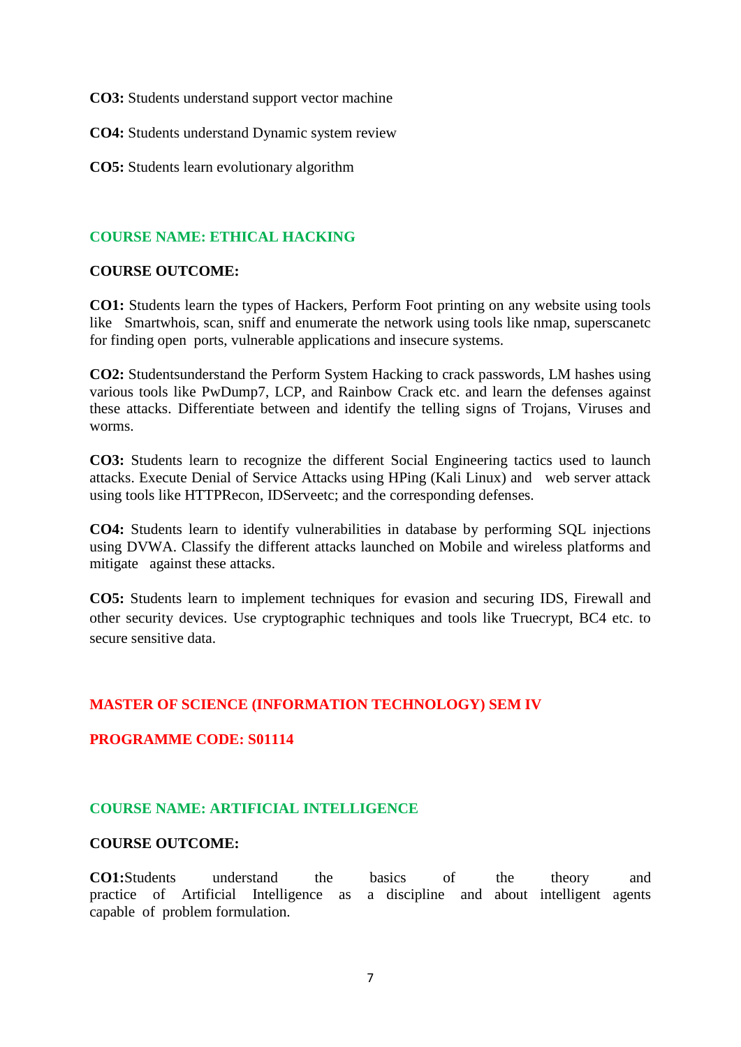**CO3:** Students understand support vector machine

**CO4:** Students understand Dynamic system review

**CO5:** Students learn evolutionary algorithm

## COURSE NAME: ETHICAL HACKING

**COURSE OUTCOME:**

**CO1:** Students learn the types of Hackers, Perform Foot printing on any website using tools like Smartwhois, scan, sniff and enumerate the network using tools like nmap, superscanetc for finding open ports, vulnerable applications and insecure systems.

**CO2:** Studentsunderstand the Perform System Hacking to crack passwords, LM hashes using various tools like PwDump7, LCP, and Rainbow Crack etc. and learn the defenses against these attacks. Differentiate between and identify the telling signs of Trojans, Viruses and worms.

**CO3:** Students learn to recognize the different Social Engineering tactics used to launch attacks. Execute Denial of Service Attacks using HPing (Kali Linux) and web server attack using tools like HTTPRecon, IDServeetc; and the corresponding defenses.

**CO4:** Students learn to identify vulnerabilities in database by performing SQL injections using DVWA. Classify the different attacks launched on Mobile and wireless platforms and mitigate against these attacks.

**CO5:** Students learn to implement techniques for evasion and securing IDS, Firewall and other security devices. Use cryptographic techniques and tools like Truecrypt, BC4 etc. to secure sensitive data.

# MASTER OF SCIENCE (INFORMATION TECHNOLOGY) SEM IV

# PROGRAMME CODE: S01114

## COURSE NAME: ARTIFICIAL INTELLIGENCE

**COURSE OUTCOME:**

**CO1:**Students understand the basics of the theory and practice of Artificial Intelligence as a discipline and about intelligent agents capable of problem formulation.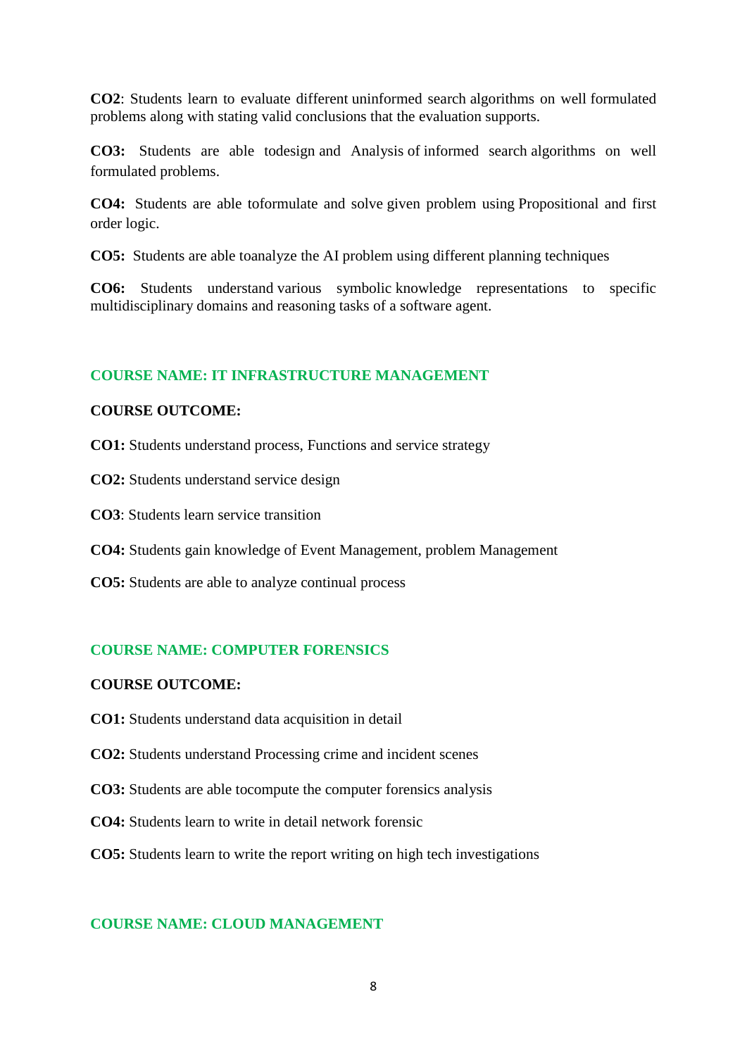**CO2**: Students learn to evaluate different uninformed search algorithms on well formulated problems along with stating valid conclusions that the evaluation supports.

**CO3:** Students are able todesign and Analysis of informed search algorithms on well formulated problems.

**CO4:** Students are able toformulate and solve given problem using Propositional and first order logic.

**CO5:** Students are able toanalyze the AI problem using different planning techniques

**CO6:** Students understand various symbolic knowledge representations to specific multidisciplinary domains and reasoning tasks of a software agent.

## COURSE NAME: IT INFRASTRUCTURE MANAGEMENT

**COURSE OUTCOME:**

**CO1:** Students understand process, Functions and service strategy

**CO2:** Students understand service design

**CO3**: Students learn service transition

**CO4:** Students gain knowledge of Event Management, problem Management

**CO5:** Students are able to analyze continual process

## COURSE NAME: COMPUTER FORENSICS

**COURSE OUTCOME:**

**CO1:** Students understand data acquisition in detail

**CO2:** Students understand Processing crime and incident scenes

**CO3:** Students are able tocompute the computer forensics analysis

**CO4:** Students learn to write in detail network forensic

**CO5:** Students learn to write the report writing on high tech investigations

## COURSE NAME: CLOUD MANAGEMENT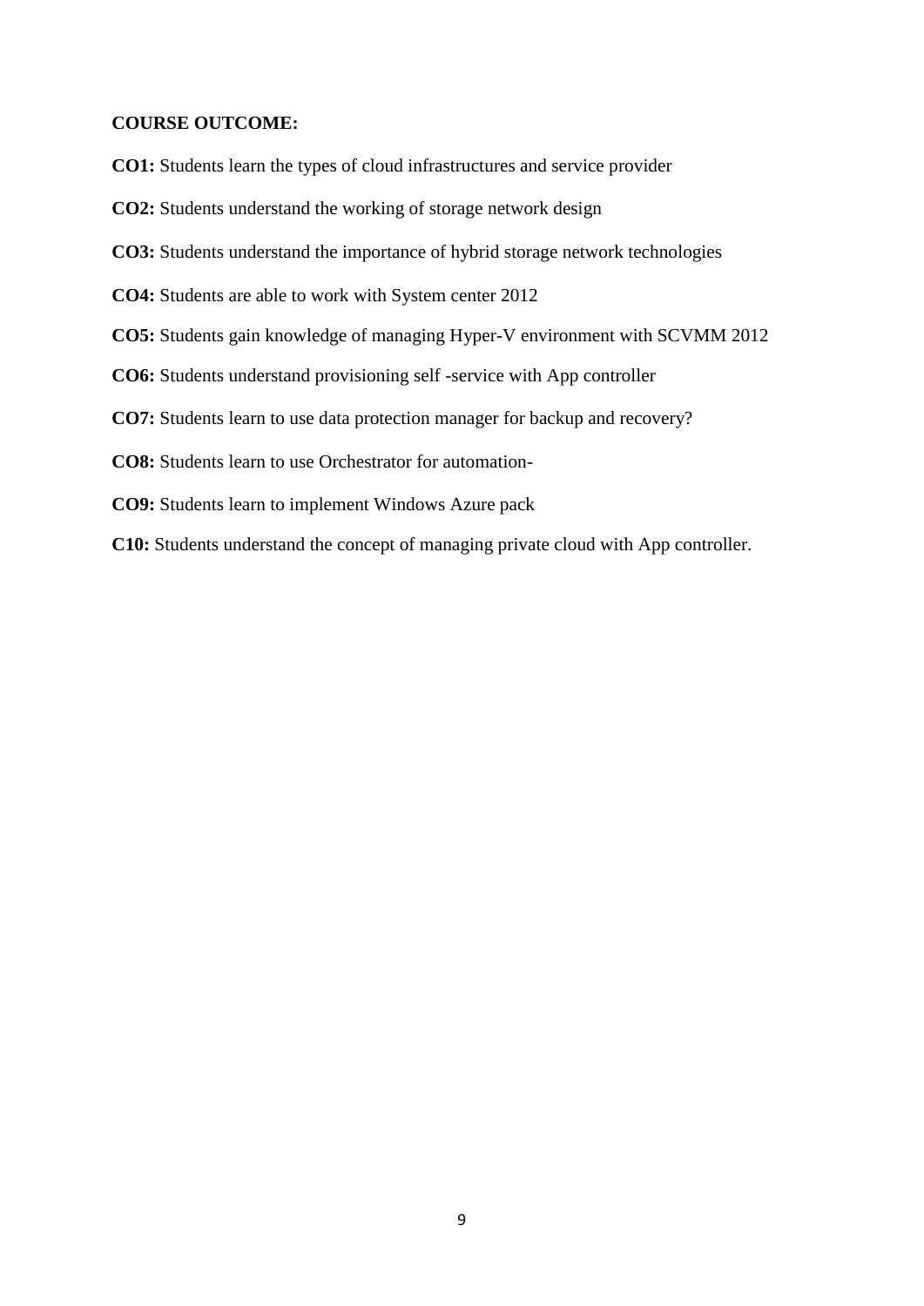**COURSE OUTCOME:**

**CO1:** Students learn the types of cloud infrastructures and service provider

**CO2:** Students understand the working of storage network design

**CO3:** Students understand the importance of hybrid storage network technologies

**CO4:** Students are able to work with System center 2012

**CO5:** Students gain knowledge of managing Hyper-V environment with SCVMM 2012

**CO6:** Students understand provisioning self -service with App controller

**CO7:** Students learn to use data protection manager for backup and recovery?

**CO8:** Students learn to use Orchestrator for automation-

**CO9:** Students learn to implement Windows Azure pack

**C10:** Students understand the concept of managing private cloud with App controller.